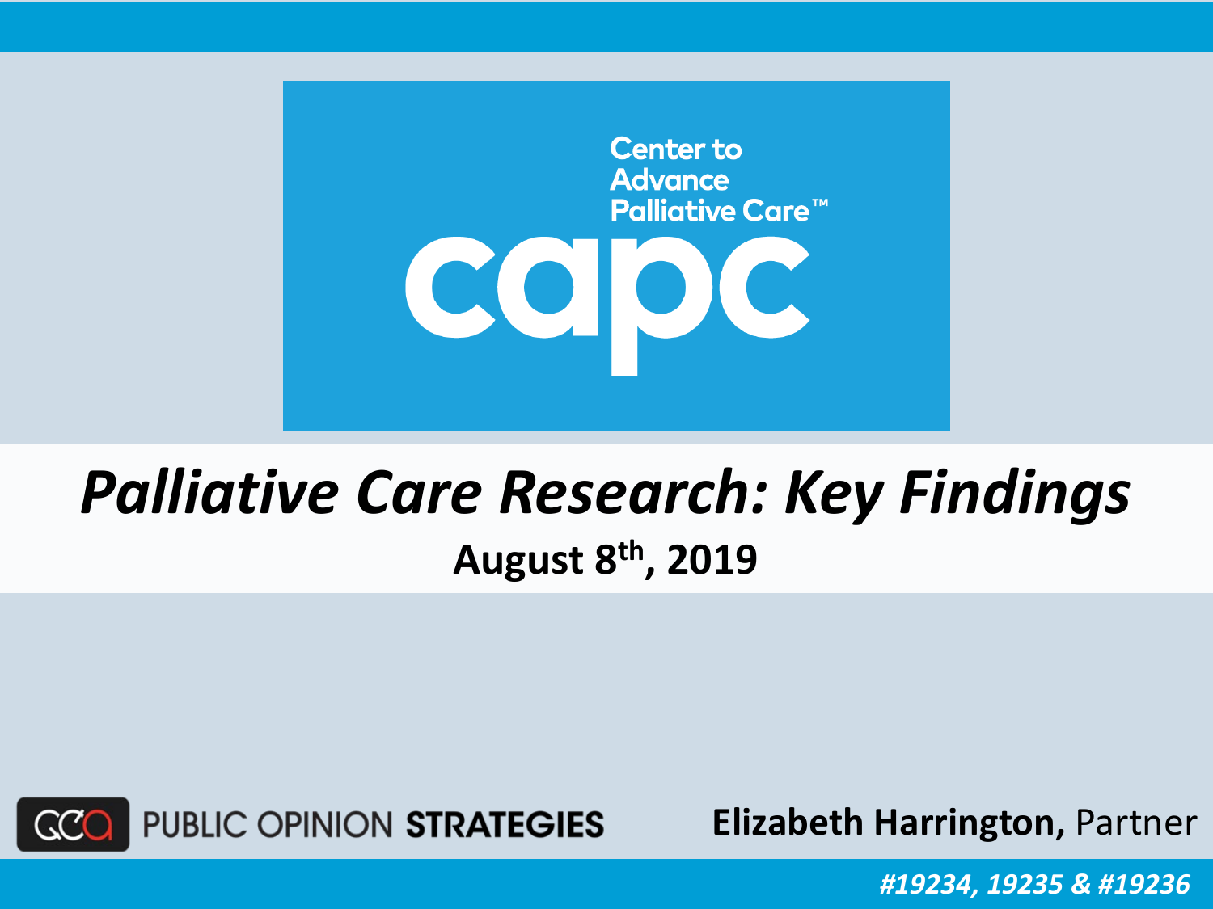Center to Advance Palliative Care™

capc

# *Palliative Care Research: Key Findings*

**August 8th, 2019**

PUBLIC OPINION **STRATEGIES**

**Elizabeth Harrington,** Partner

***#19234, 19235 & #19236***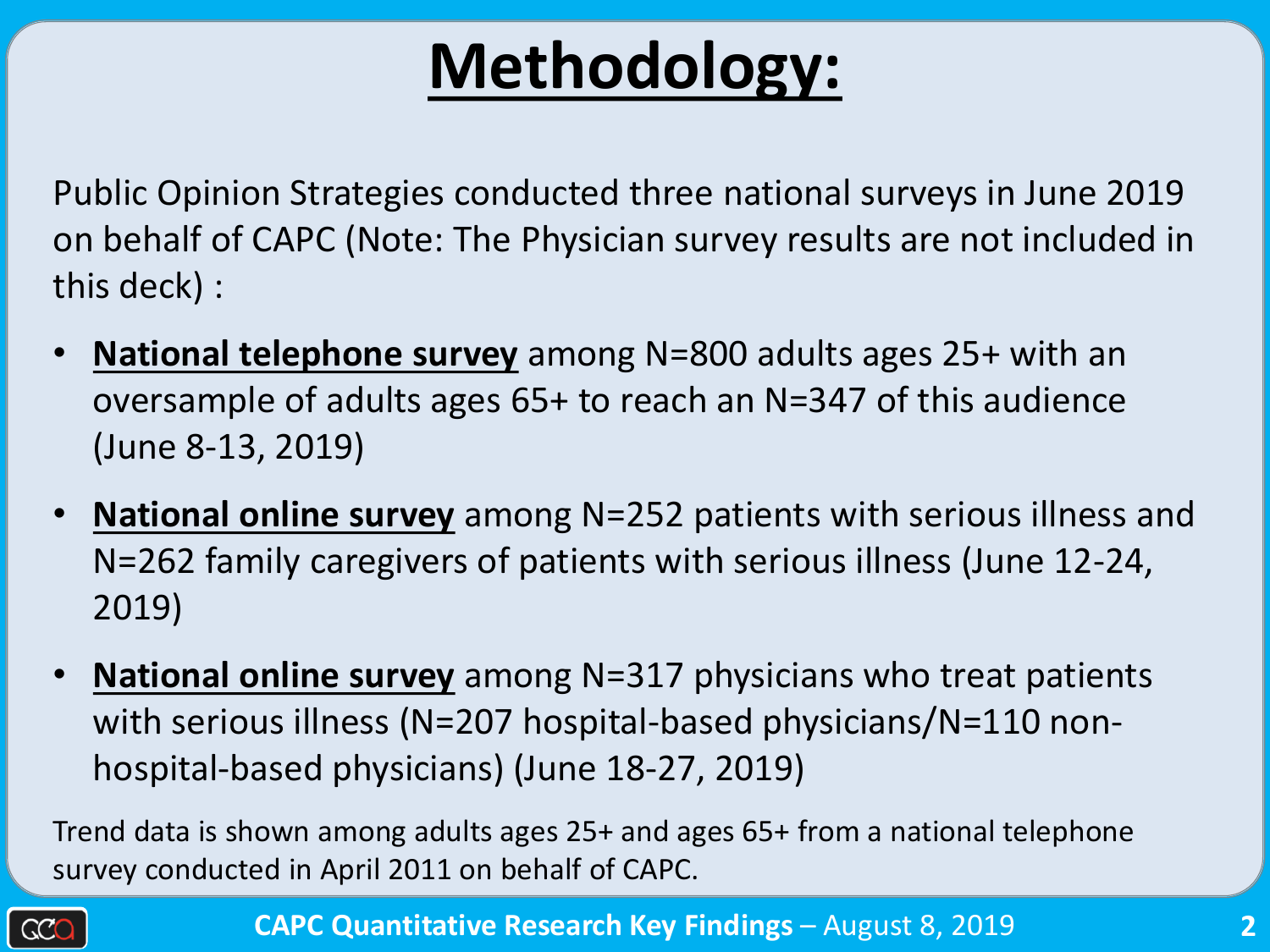# Methodology:

Public Opinion Strategies conducted three national surveys in June 2019 on behalf of CAPC (Note: The Physician survey results are not included in this deck) :

- **National telephone survey** among N=800 adults ages 25+ with an oversample of adults ages 65+ to reach an N=347 of this audience (June 8-13, 2019)
- **National online survey** among N=252 patients with serious illness and N=262 family caregivers of patients with serious illness (June 12-24, 2019)
- **National online survey** among N=317 physicians who treat patients with serious illness (N=207 hospital-based physicians/N=110 non-hospital-based physicians) (June 18-27, 2019)

Trend data is shown among adults ages 25+ and ages 65+ from a national telephone survey conducted in April 2011 on behalf of CAPC.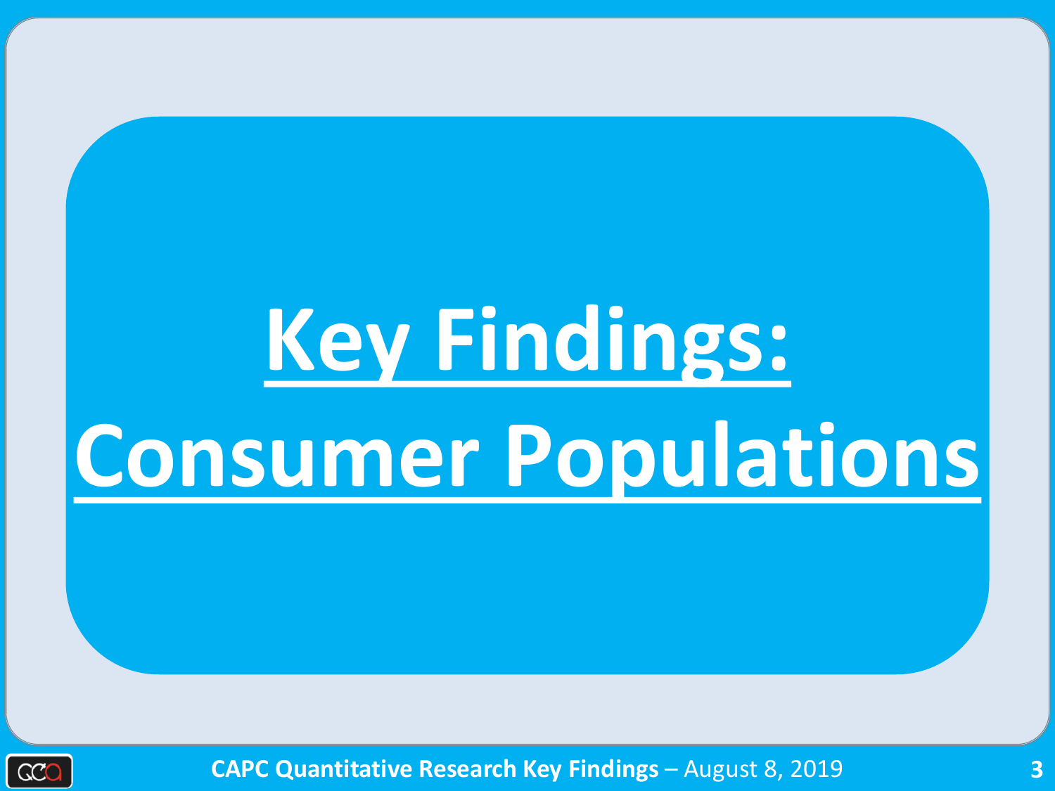# Key Findings: Consumer Populations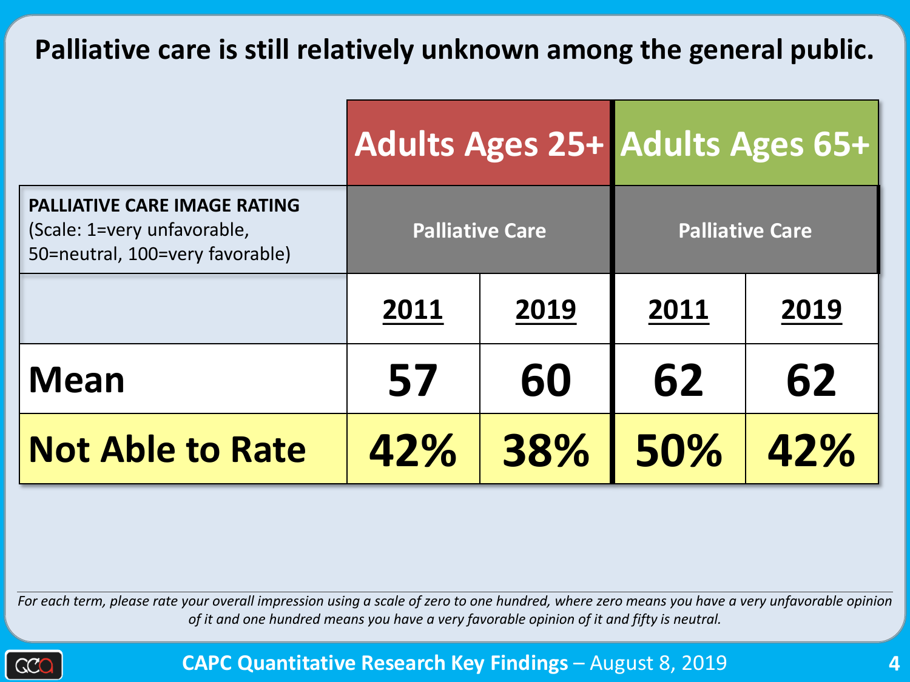# Palliative care is still relatively unknown among the general public.

| | Adults Ages 25+ | | Adults Ages 65+ | |
|---|---|---|---|---|
| **PALLIATIVE CARE IMAGE RATING** (Scale: 1=very unfavorable, 50=neutral, 100=very favorable) | Palliative Care | | Palliative Care | |
| | 2011 | 2019 | 2011 | 2019 |
| **Mean** | **57** | **60** | **62** | **62** |
| **Not Able to Rate** | **42%** | **38%** | **50%** | **42%** |

*For each term, please rate your overall impression using a scale of zero to one hundred, where zero means you have a very unfavorable opinion of it and one hundred means you have a very favorable opinion of it and fifty is neutral.*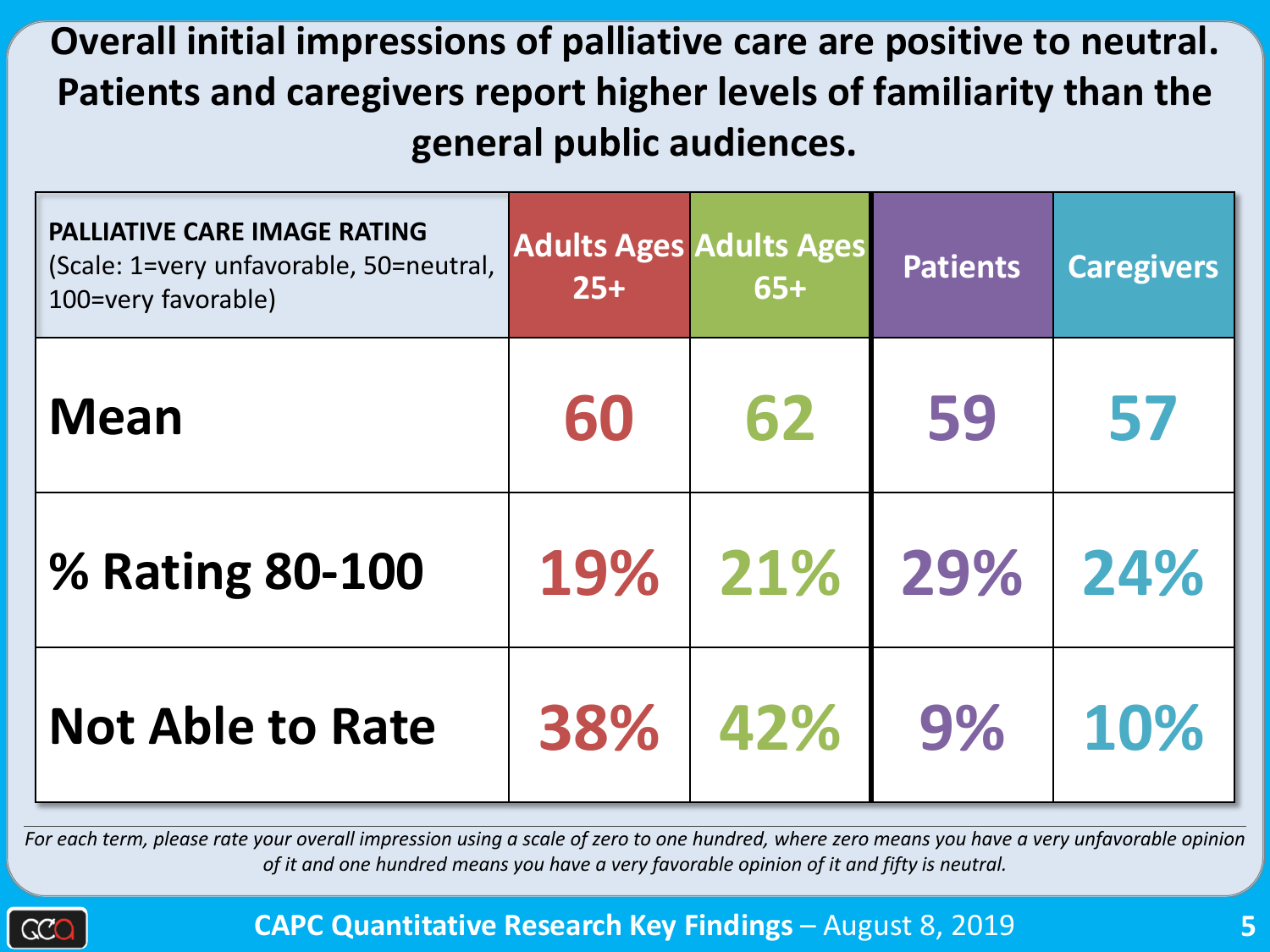# Overall initial impressions of palliative care are positive to neutral. Patients and caregivers report higher levels of familiarity than the general public audiences.

| **PALLIATIVE CARE IMAGE RATING** (Scale: 1=very unfavorable, 50=neutral, 100=very favorable) | Adults Ages 25+ | Adults Ages 65+ | Patients | Caregivers |
|---|---|---|---|---|
| **Mean** | 60 | 62 | 59 | 57 |
| **% Rating 80-100** | 19% | 21% | 29% | 24% |
| **Not Able to Rate** | 38% | 42% | 9% | 10% |

*For each term, please rate your overall impression using a scale of zero to one hundred, where zero means you have a very unfavorable opinion of it and one hundred means you have a very favorable opinion of it and fifty is neutral.*

**CAPC Quantitative Research Key Findings** – August 8, 2019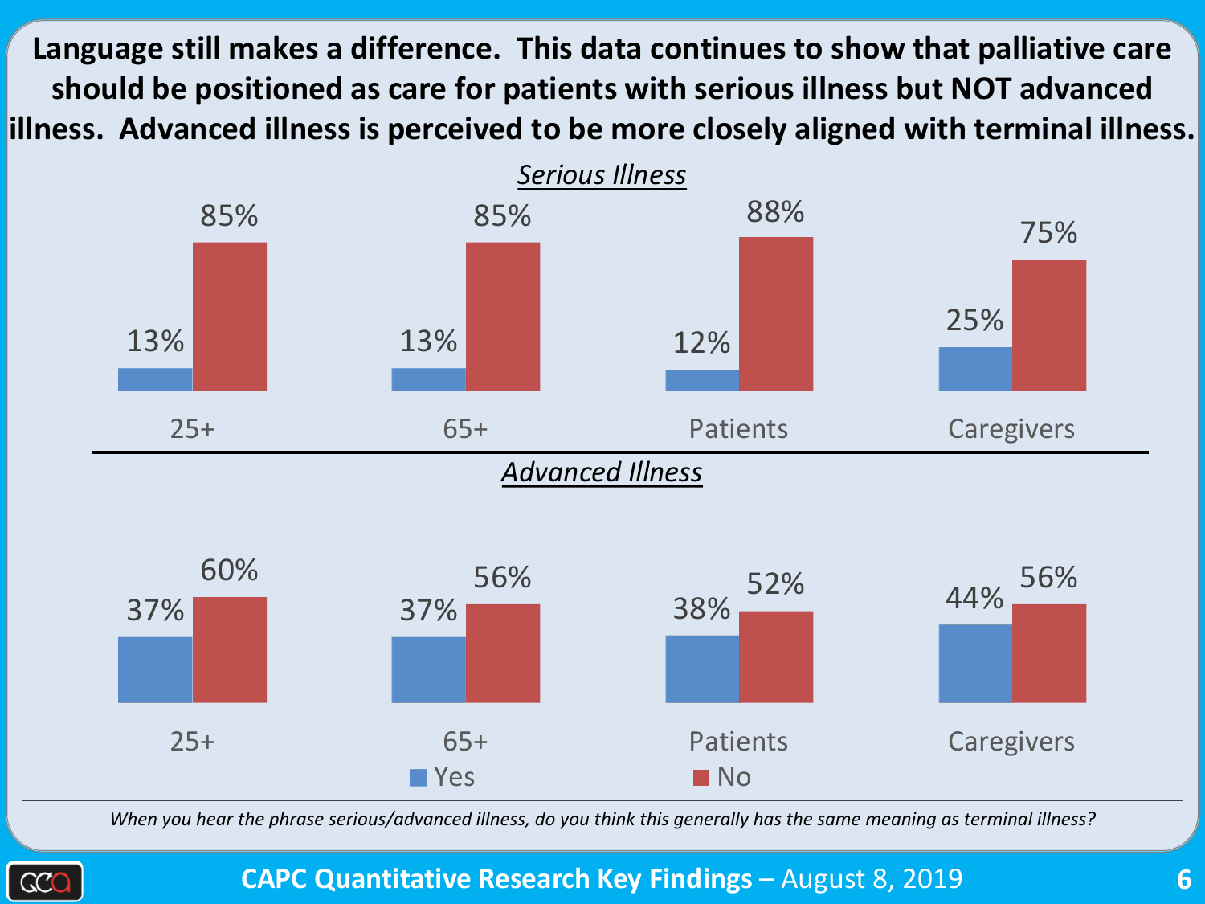# Language still makes a difference. This data continues to show that palliative care should be positioned as care for patients with serious illness but NOT advanced illness. Advanced illness is perceived to be more closely aligned with terminal illness.

*Serious Illness*

| | 25+ | 65+ | Patients | Caregivers |
|---|---|---|---|---|
| Yes | 13% | 13% | 12% | 25% |
| No | 85% | 85% | 88% | 75% |

*Advanced Illness*

| | 25+ | 65+ | Patients | Caregivers |
|---|---|---|---|---|
| Yes | 37% | 37% | 38% | 44% |
| No | 60% | 56% | 52% | 56% |

*When you hear the phrase serious/advanced illness, do you think this generally has the same meaning as terminal illness?*

**CAPC Quantitative Research Key Findings** – August 8, 2019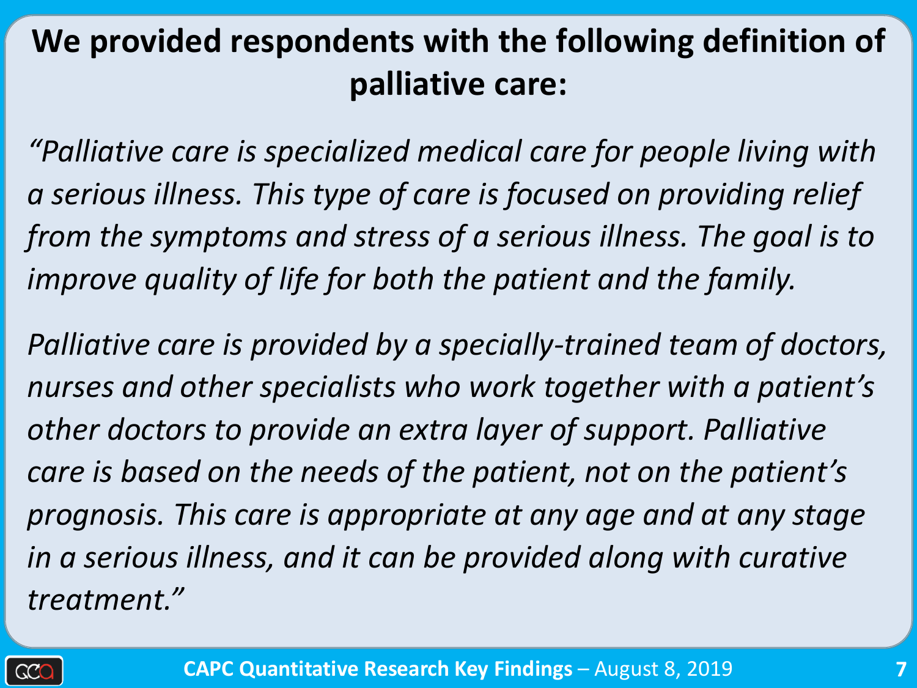# We provided respondents with the following definition of palliative care:

*"Palliative care is specialized medical care for people living with a serious illness. This type of care is focused on providing relief from the symptoms and stress of a serious illness. The goal is to improve quality of life for both the patient and the family.*

*Palliative care is provided by a specially-trained team of doctors, nurses and other specialists who work together with a patient's other doctors to provide an extra layer of support. Palliative care is based on the needs of the patient, not on the patient's prognosis. This care is appropriate at any age and at any stage in a serious illness, and it can be provided along with curative treatment."*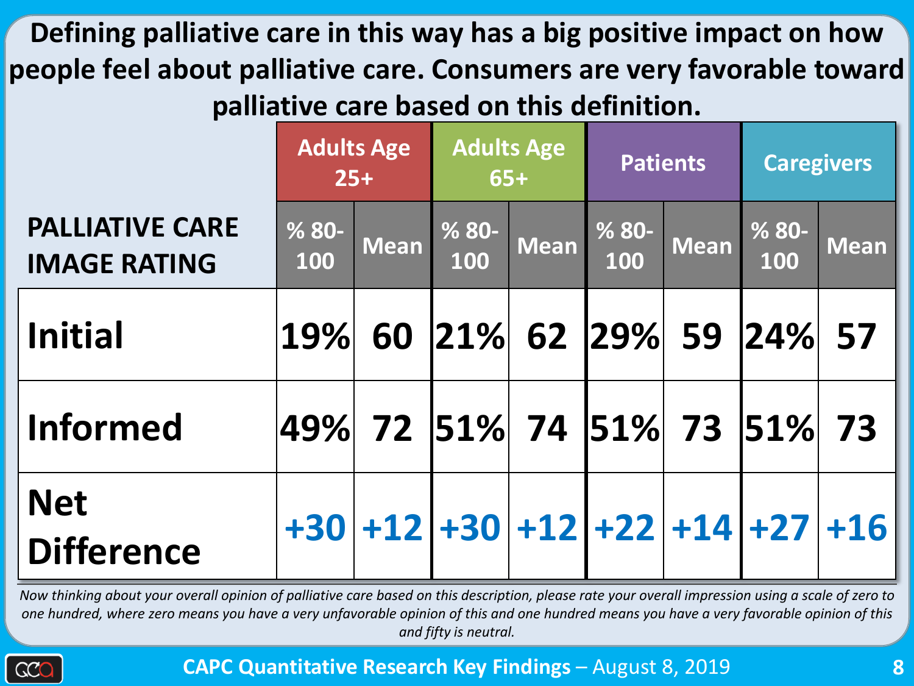# Defining palliative care in this way has a big positive impact on how people feel about palliative care. Consumers are very favorable toward palliative care based on this definition.

| PALLIATIVE CARE IMAGE RATING | Adults Age 25+ | | Adults Age 65+ | | Patients | | Caregivers | |
|---|---|---|---|---|---|---|---|---|
| | % 80-100 | Mean | % 80-100 | Mean | % 80-100 | Mean | % 80-100 | Mean |
| Initial | 19% | 60 | 21% | 62 | 29% | 59 | 24% | 57 |
| Informed | 49% | 72 | 51% | 74 | 51% | 73 | 51% | 73 |
| Net Difference | +30 | +12 | +30 | +12 | +22 | +14 | +27 | +16 |

*Now thinking about your overall opinion of palliative care based on this description, please rate your overall impression using a scale of zero to one hundred, where zero means you have a very unfavorable opinion of this and one hundred means you have a very favorable opinion of this and fifty is neutral.*

**CAPC Quantitative Research Key Findings** – August 8, 2019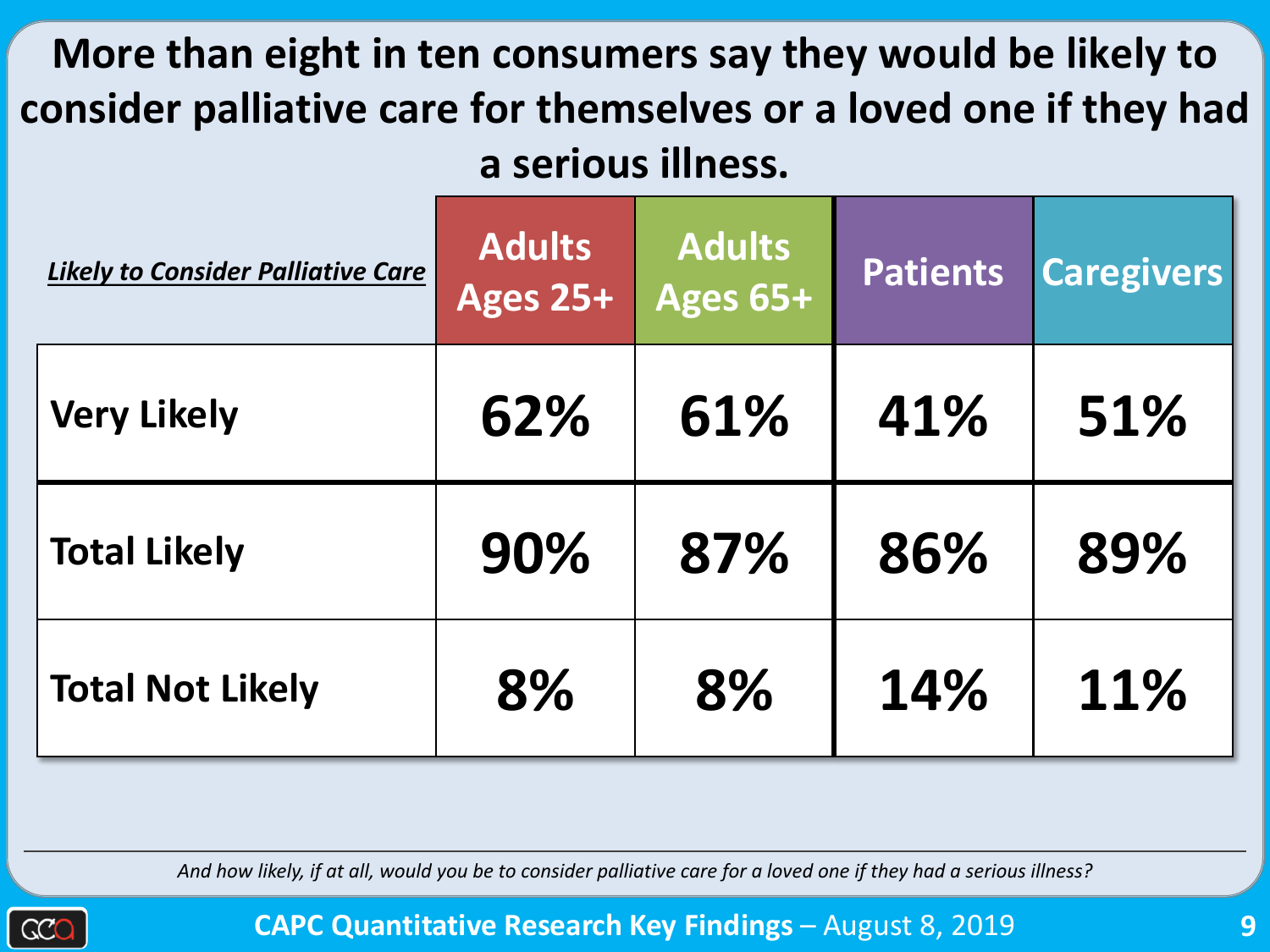# More than eight in ten consumers say they would be likely to consider palliative care for themselves or a loved one if they had a serious illness.

| *Likely to Consider Palliative Care* | Adults Ages 25+ | Adults Ages 65+ | Patients | Caregivers |
|---|---|---|---|---|
| **Very Likely** | 62% | 61% | 41% | 51% |
| **Total Likely** | 90% | 87% | 86% | 89% |
| **Total Not Likely** | 8% | 8% | 14% | 11% |

*And how likely, if at all, would you be to consider palliative care for a loved one if they had a serious illness?*

**CAPC Quantitative Research Key Findings** – August 8, 2019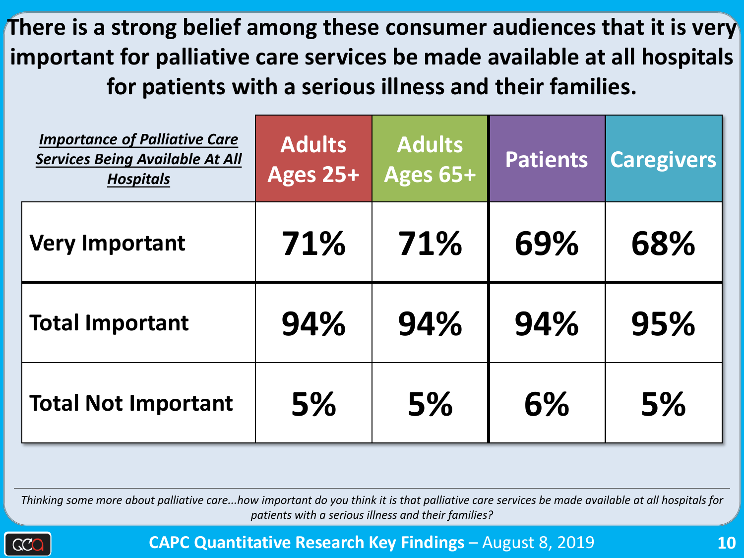# There is a strong belief among these consumer audiences that it is very important for palliative care services be made available at all hospitals for patients with a serious illness and their families.

| ***Importance of Palliative Care Services Being Available At All Hospitals*** | **Adults Ages 25+** | **Adults Ages 65+** | **Patients** | **Caregivers** |
|---|---|---|---|---|
| **Very Important** | **71%** | **71%** | **69%** | **68%** |
| **Total Important** | **94%** | **94%** | **94%** | **95%** |
| **Total Not Important** | **5%** | **5%** | **6%** | **5%** |

*Thinking some more about palliative care...how important do you think it is that palliative care services be made available at all hospitals for patients with a serious illness and their families?*

**CAPC Quantitative Research Key Findings** – August 8, 2019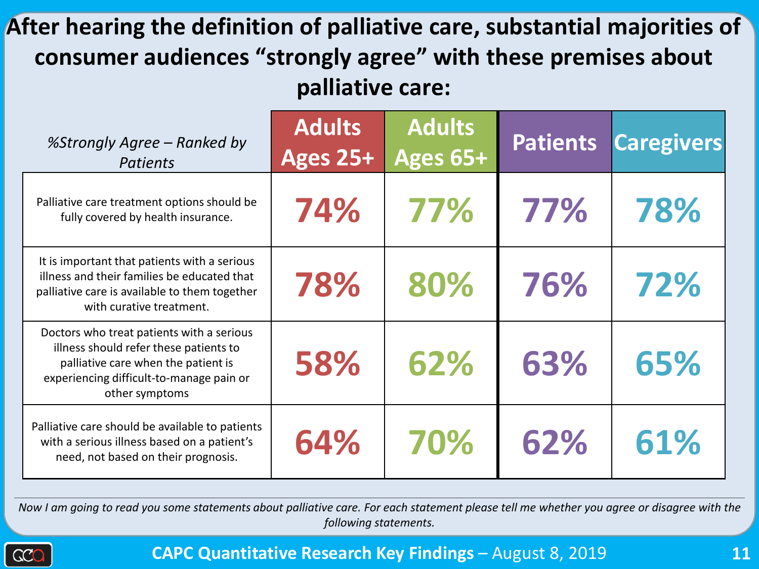# After hearing the definition of palliative care, substantial majorities of consumer audiences "strongly agree" with these premises about palliative care:

| *%Strongly Agree – Ranked by Patients* | Adults Ages 25+ | Adults Ages 65+ | Patients | Caregivers |
|---|---|---|---|---|
| Palliative care treatment options should be fully covered by health insurance. | 74% | 77% | 77% | 78% |
| It is important that patients with a serious illness and their families be educated that palliative care is available to them together with curative treatment. | 78% | 80% | 76% | 72% |
| Doctors who treat patients with a serious illness should refer these patients to palliative care when the patient is experiencing difficult-to-manage pain or other symptoms | 58% | 62% | 63% | 65% |
| Palliative care should be available to patients with a serious illness based on a patient's need, not based on their prognosis. | 64% | 70% | 62% | 61% |

*Now I am going to read you some statements about palliative care. For each statement please tell me whether you agree or disagree with the following statements.*

**CAPC Quantitative Research Key Findings** – August 8, 2019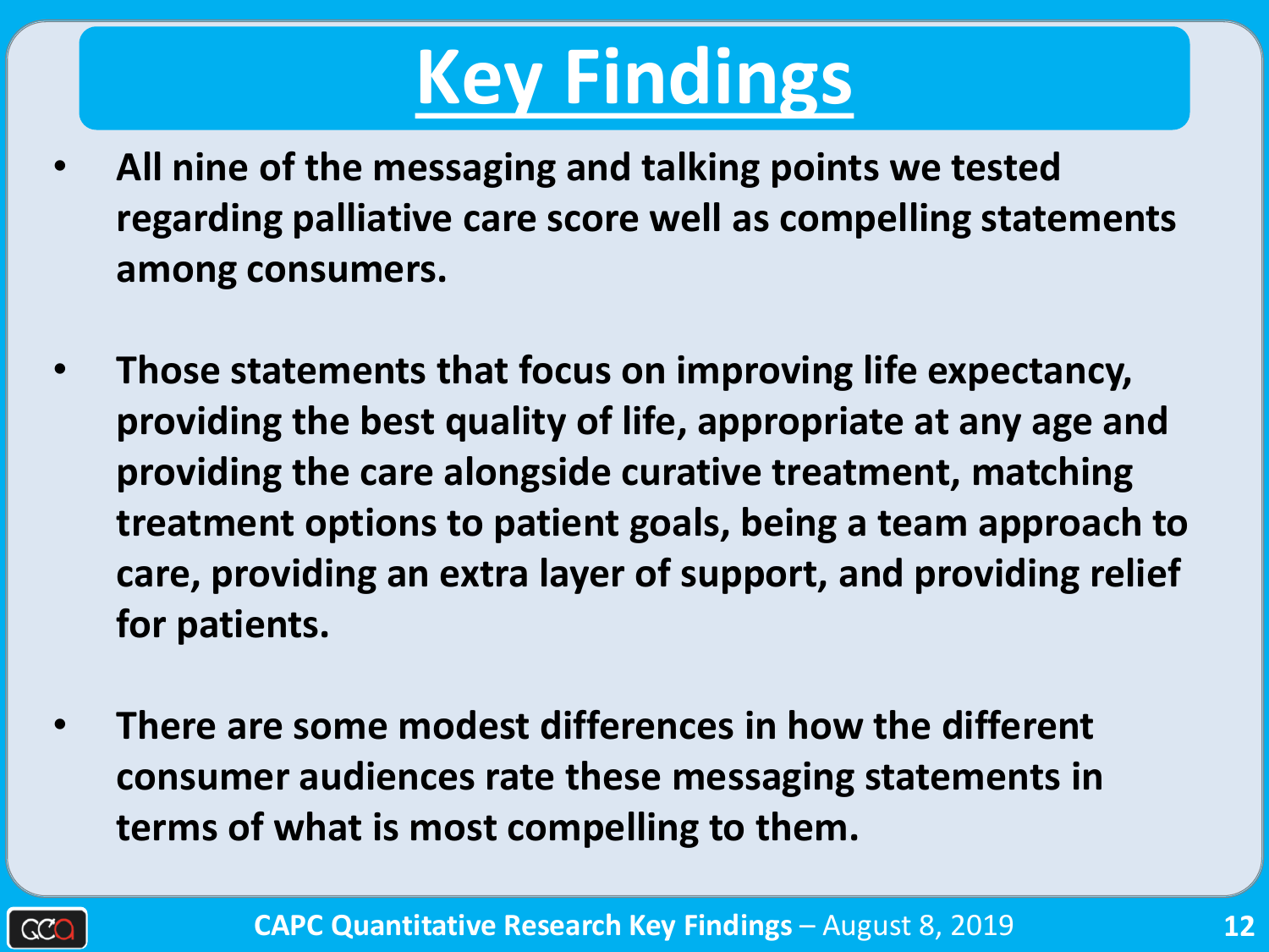# Key Findings

- **All nine of the messaging and talking points we tested regarding palliative care score well as compelling statements among consumers.**

- **Those statements that focus on improving life expectancy, providing the best quality of life, appropriate at any age and providing the care alongside curative treatment, matching treatment options to patient goals, being a team approach to care, providing an extra layer of support, and providing relief for patients.**

- **There are some modest differences in how the different consumer audiences rate these messaging statements in terms of what is most compelling to them.**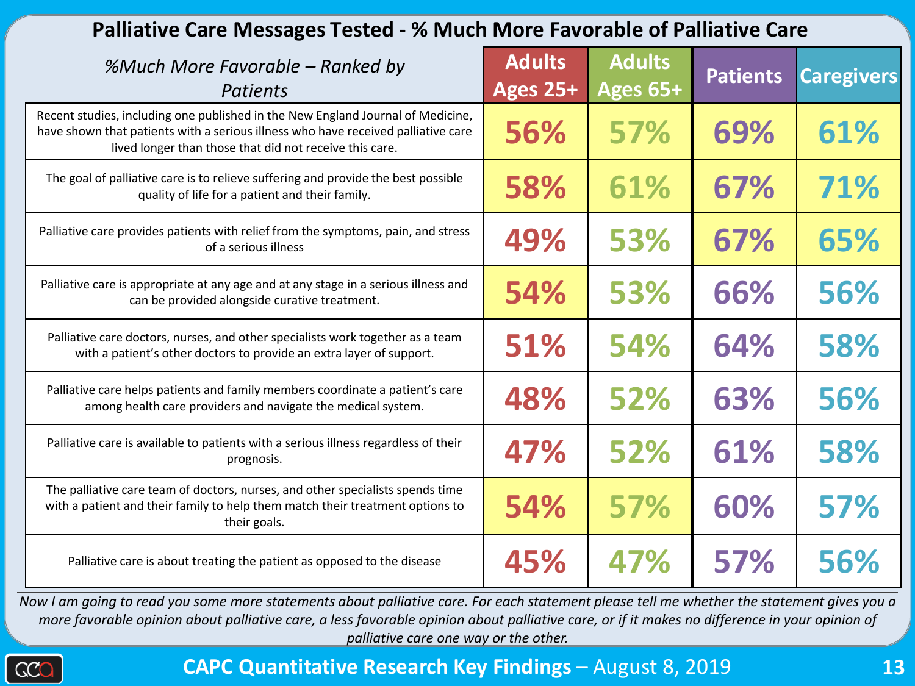# Palliative Care Messages Tested - % Much More Favorable of Palliative Care

| *%Much More Favorable – Ranked by Patients* | Adults Ages 25+ | Adults Ages 65+ | Patients | Caregivers |
|---|---|---|---|---|
| Recent studies, including one published in the New England Journal of Medicine, have shown that patients with a serious illness who have received palliative care lived longer than those that did not receive this care. | 56% | 57% | 69% | 61% |
| The goal of palliative care is to relieve suffering and provide the best possible quality of life for a patient and their family. | 58% | 61% | 67% | 71% |
| Palliative care provides patients with relief from the symptoms, pain, and stress of a serious illness | 49% | 53% | 67% | 65% |
| Palliative care is appropriate at any age and at any stage in a serious illness and can be provided alongside curative treatment. | 54% | 53% | 66% | 56% |
| Palliative care doctors, nurses, and other specialists work together as a team with a patient's other doctors to provide an extra layer of support. | 51% | 54% | 64% | 58% |
| Palliative care helps patients and family members coordinate a patient's care among health care providers and navigate the medical system. | 48% | 52% | 63% | 56% |
| Palliative care is available to patients with a serious illness regardless of their prognosis. | 47% | 52% | 61% | 58% |
| The palliative care team of doctors, nurses, and other specialists spends time with a patient and their family to help them match their treatment options to their goals. | 54% | 57% | 60% | 57% |
| Palliative care is about treating the patient as opposed to the disease | 45% | 47% | 57% | 56% |

*Now I am going to read you some more statements about palliative care. For each statement please tell me whether the statement gives you a more favorable opinion about palliative care, a less favorable opinion about palliative care, or if it makes no difference in your opinion of palliative care one way or the other.*

**CAPC Quantitative Research Key Findings** – August 8, 2019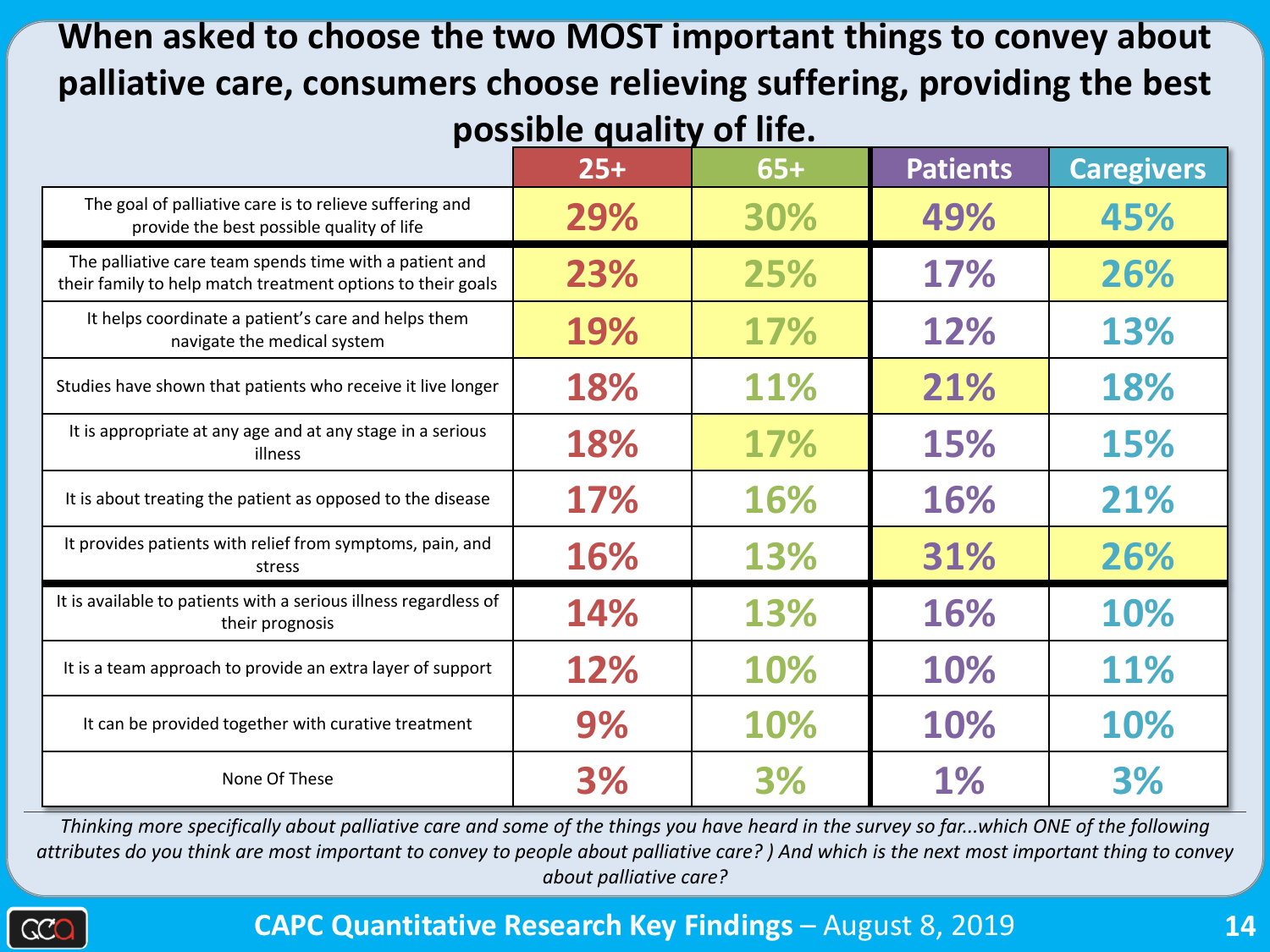# When asked to choose the two MOST important things to convey about palliative care, consumers choose relieving suffering, providing the best possible quality of life.

| | 25+ | 65+ | Patients | Caregivers |
|---|---|---|---|---|
| The goal of palliative care is to relieve suffering and provide the best possible quality of life | 29% | 30% | 49% | 45% |
| The palliative care team spends time with a patient and their family to help match treatment options to their goals | 23% | 25% | 17% | 26% |
| It helps coordinate a patient's care and helps them navigate the medical system | 19% | 17% | 12% | 13% |
| Studies have shown that patients who receive it live longer | 18% | 11% | 21% | 18% |
| It is appropriate at any age and at any stage in a serious illness | 18% | 17% | 15% | 15% |
| It is about treating the patient as opposed to the disease | 17% | 16% | 16% | 21% |
| It provides patients with relief from symptoms, pain, and stress | 16% | 13% | 31% | 26% |
| It is available to patients with a serious illness regardless of their prognosis | 14% | 13% | 16% | 10% |
| It is a team approach to provide an extra layer of support | 12% | 10% | 10% | 11% |
| It can be provided together with curative treatment | 9% | 10% | 10% | 10% |
| None Of These | 3% | 3% | 1% | 3% |

*Thinking more specifically about palliative care and some of the things you have heard in the survey so far...which ONE of the following attributes do you think are most important to convey to people about palliative care? ) And which is the next most important thing to convey about palliative care?*

**CAPC Quantitative Research Key Findings** – August 8, 2019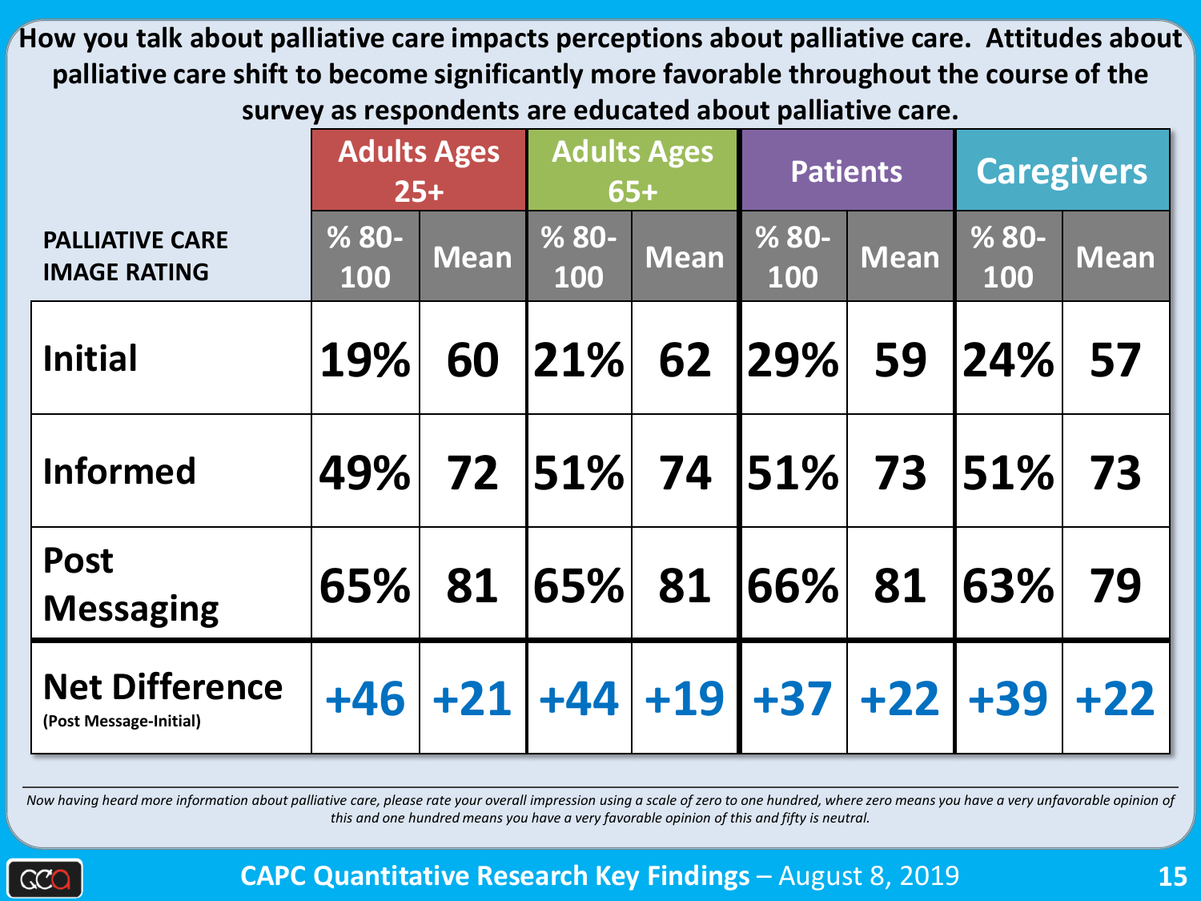**How you talk about palliative care impacts perceptions about palliative care. Attitudes about palliative care shift to become significantly more favorable throughout the course of the survey as respondents are educated about palliative care.**

| PALLIATIVE CARE IMAGE RATING | Adults Ages 25+ | | Adults Ages 65+ | | Patients | | Caregivers | |
|---|---|---|---|---|---|---|---|---|
| | % 80-100 | Mean | % 80-100 | Mean | % 80-100 | Mean | % 80-100 | Mean |
| Initial | 19% | 60 | 21% | 62 | 29% | 59 | 24% | 57 |
| Informed | 49% | 72 | 51% | 74 | 51% | 73 | 51% | 73 |
| Post Messaging | 65% | 81 | 65% | 81 | 66% | 81 | 63% | 79 |
| **Net Difference** (Post Message-Initial) | +46 | +21 | +44 | +19 | +37 | +22 | +39 | +22 |

*Now having heard more information about palliative care, please rate your overall impression using a scale of zero to one hundred, where zero means you have a very unfavorable opinion of this and one hundred means you have a very favorable opinion of this and fifty is neutral.*

**CAPC Quantitative Research Key Findings** – August 8, 2019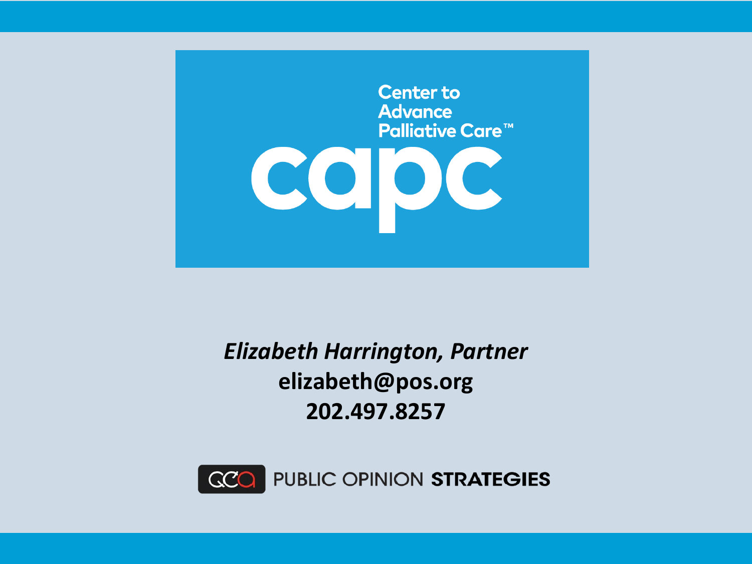Center to Advance Palliative Care™

capc

*Elizabeth Harrington, Partner*

**elizabeth@pos.org**

**202.497.8257**

PUBLIC OPINION **STRATEGIES**